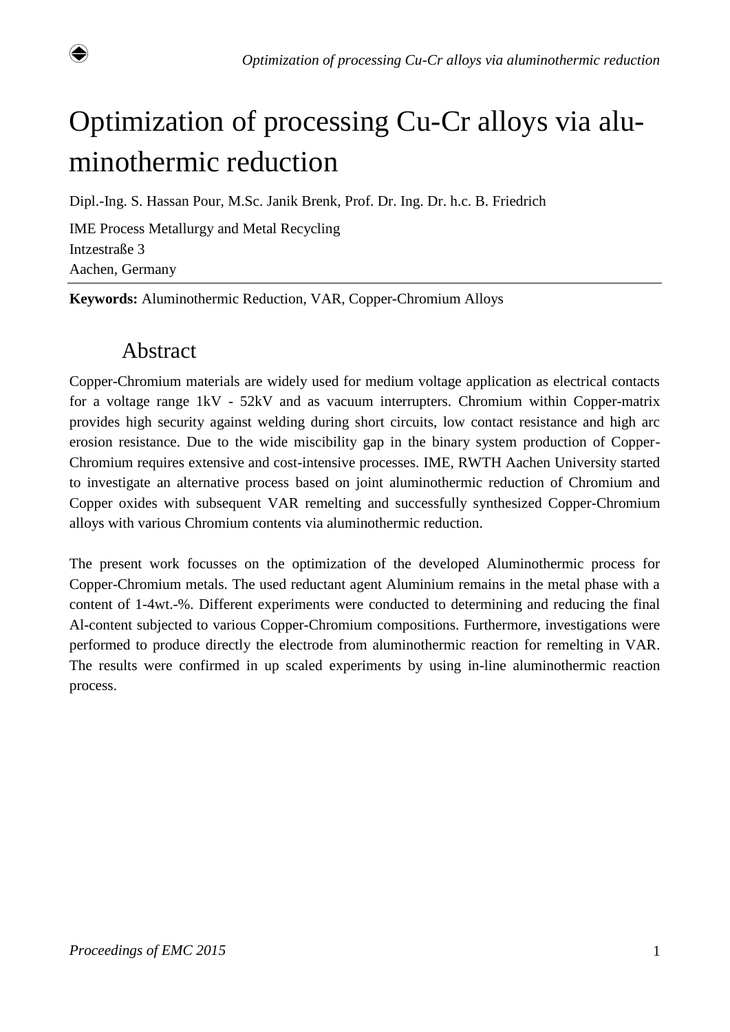# Optimization of processing Cu-Cr alloys via aluminothermic reduction

Dipl.-Ing. S. Hassan Pour, M.Sc. Janik Brenk, Prof. Dr. Ing. Dr. h.c. B. Friedrich

IME Process Metallurgy and Metal Recycling
Intzestraße 3
Aachen, Germany

**Keywords:** Aluminothermic Reduction, VAR, Copper-Chromium Alloys

## Abstract

Copper-Chromium materials are widely used for medium voltage application as electrical contacts for a voltage range 1kV - 52kV and as vacuum interrupters. Chromium within Copper-matrix provides high security against welding during short circuits, low contact resistance and high arc erosion resistance. Due to the wide miscibility gap in the binary system production of Copper-Chromium requires extensive and cost-intensive processes. IME, RWTH Aachen University started to investigate an alternative process based on joint aluminothermic reduction of Chromium and Copper oxides with subsequent VAR remelting and successfully synthesized Copper-Chromium alloys with various Chromium contents via aluminothermic reduction.

The present work focusses on the optimization of the developed Aluminothermic process for Copper-Chromium metals. The used reductant agent Aluminium remains in the metal phase with a content of 1-4wt.-%. Different experiments were conducted to determining and reducing the final Al-content subjected to various Copper-Chromium compositions. Furthermore, investigations were performed to produce directly the electrode from aluminothermic reaction for remelting in VAR. The results were confirmed in up scaled experiments by using in-line aluminothermic reaction process.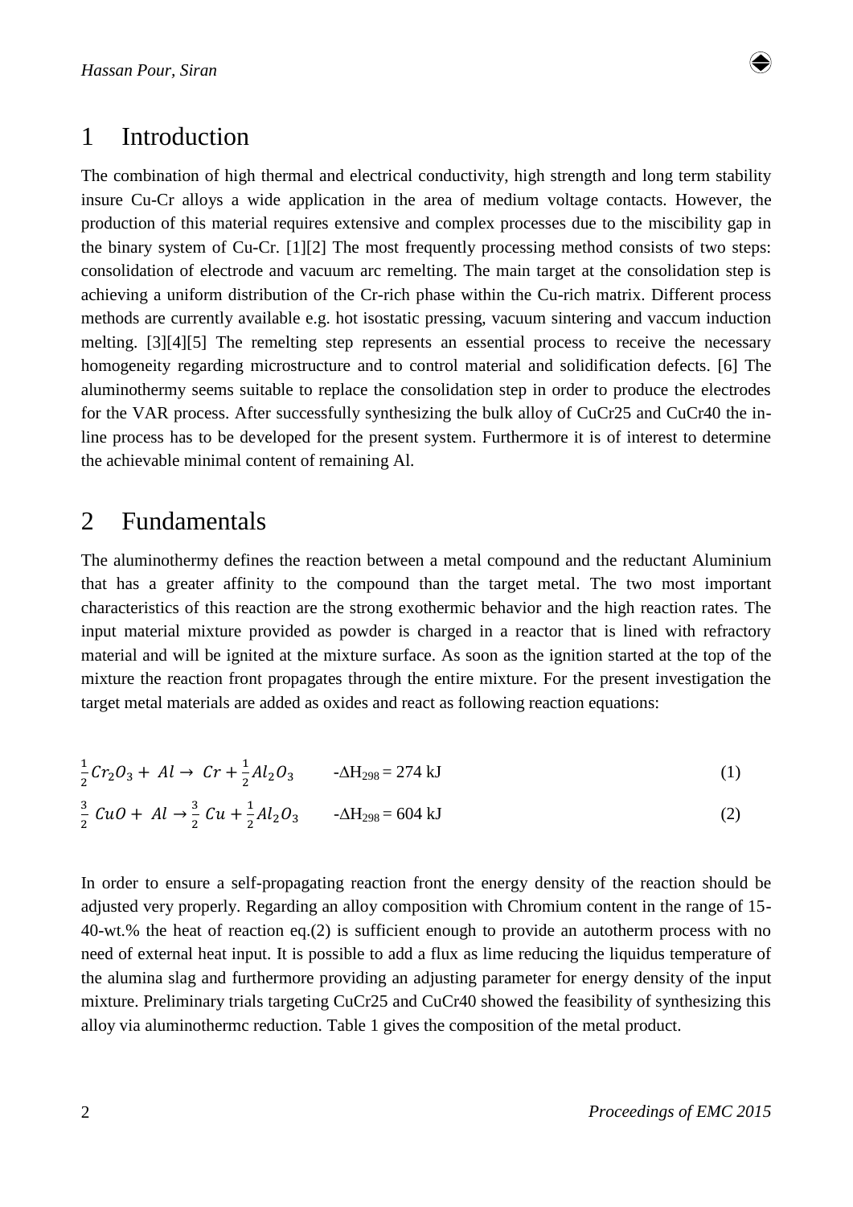## 1 Introduction

The combination of high thermal and electrical conductivity, high strength and long term stability insure Cu-Cr alloys a wide application in the area of medium voltage contacts. However, the production of this material requires extensive and complex processes due to the miscibility gap in the binary system of Cu-Cr. [1][2] The most frequently processing method consists of two steps: consolidation of electrode and vacuum arc remelting. The main target at the consolidation step is achieving a uniform distribution of the Cr-rich phase within the Cu-rich matrix. Different process methods are currently available e.g. hot isostatic pressing, vacuum sintering and vaccum induction melting. [3][4][5] The remelting step represents an essential process to receive the necessary homogeneity regarding microstructure and to control material and solidification defects. [6] The aluminothermy seems suitable to replace the consolidation step in order to produce the electrodes for the VAR process. After successfully synthesizing the bulk alloy of CuCr25 and CuCr40 the in-line process has to be developed for the present system. Furthermore it is of interest to determine the achievable minimal content of remaining Al.

## 2 Fundamentals

The aluminothermy defines the reaction between a metal compound and the reductant Aluminium that has a greater affinity to the compound than the target metal. The two most important characteristics of this reaction are the strong exothermic behavior and the high reaction rates. The input material mixture provided as powder is charged in a reactor that is lined with refractory material and will be ignited at the mixture surface. As soon as the ignition started at the top of the mixture the reaction front propagates through the entire mixture. For the present investigation the target metal materials are added as oxides and react as following reaction equations:

$$\frac{1}{2}Cr_2O_3 + Al \rightarrow Cr + \frac{1}{2}Al_2O_3 \qquad -\Delta H_{298} = 274 \text{ kJ} \qquad (1)$$

$$\frac{3}{2}\ CuO + Al \rightarrow \frac{3}{2}\ Cu + \frac{1}{2}Al_2O_3 \qquad -\Delta H_{298} = 604 \text{ kJ} \qquad (2)$$

In order to ensure a self-propagating reaction front the energy density of the reaction should be adjusted very properly. Regarding an alloy composition with Chromium content in the range of 15-40-wt.% the heat of reaction eq.(2) is sufficient enough to provide an autotherm process with no need of external heat input. It is possible to add a flux as lime reducing the liquidus temperature of the alumina slag and furthermore providing an adjusting parameter for energy density of the input mixture. Preliminary trials targeting CuCr25 and CuCr40 showed the feasibility of synthesizing this alloy via aluminothermc reduction. Table 1 gives the composition of the metal product.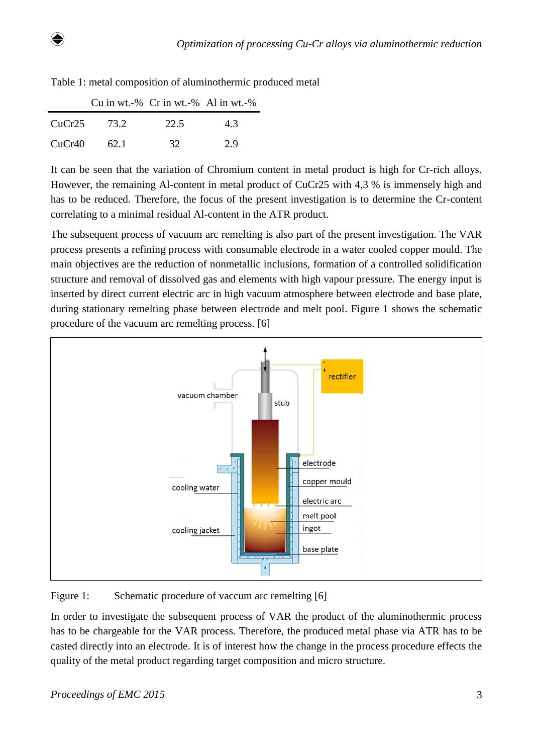Table 1: metal composition of aluminothermic produced metal

| | Cu in wt.-% | Cr in wt.-% | Al in wt.-% |
|---|---|---|---|
| CuCr25 | 73.2 | 22.5 | 4.3 |
| CuCr40 | 62.1 | 32 | 2.9 |

It can be seen that the variation of Chromium content in metal product is high for Cr-rich alloys. However, the remaining Al-content in metal product of CuCr25 with 4,3 % is immensely high and has to be reduced. Therefore, the focus of the present investigation is to determine the Cr-content correlating to a minimal residual Al-content in the ATR product.

The subsequent process of vacuum arc remelting is also part of the present investigation. The VAR process presents a refining process with consumable electrode in a water cooled copper mould. The main objectives are the reduction of nonmetallic inclusions, formation of a controlled solidification structure and removal of dissolved gas and elements with high vapour pressure. The energy input is inserted by direct current electric arc in high vacuum atmosphere between electrode and base plate, during stationary remelting phase between electrode and melt pool. Figure 1 shows the schematic procedure of the vacuum arc remelting process. [6]

Figure 1: Schematic procedure of vaccum arc remelting [6]

In order to investigate the subsequent process of VAR the product of the aluminothermic process has to be chargeable for the VAR process. Therefore, the produced metal phase via ATR has to be casted directly into an electrode. It is of interest how the change in the process procedure effects the quality of the metal product regarding target composition and micro structure.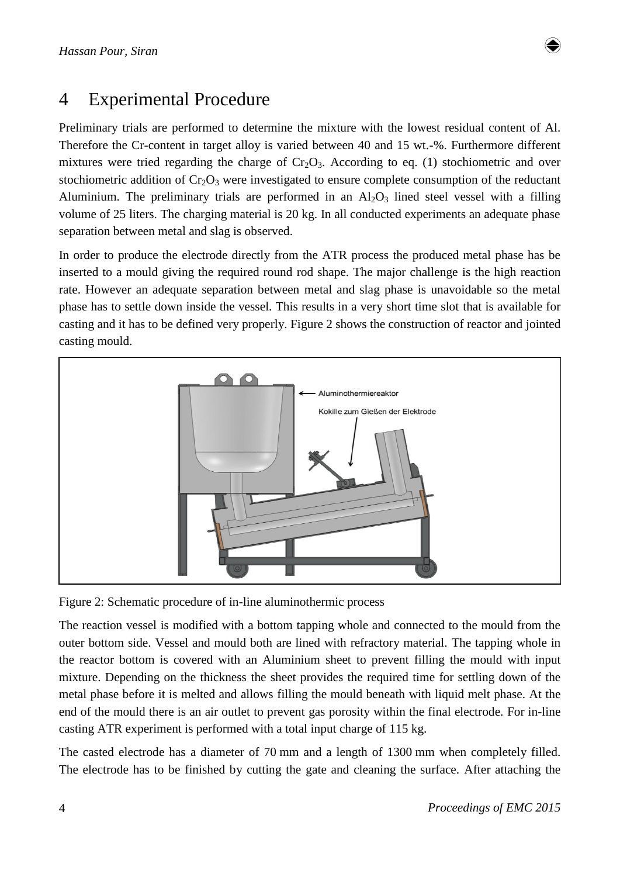# 4 Experimental Procedure

Preliminary trials are performed to determine the mixture with the lowest residual content of Al. Therefore the Cr-content in target alloy is varied between 40 and 15 wt.-%. Furthermore different mixtures were tried regarding the charge of $Cr_2O_3$. According to eq. (1) stochiometric and over stochiometric addition of $Cr_2O_3$ were investigated to ensure complete consumption of the reductant Aluminium. The preliminary trials are performed in an $Al_2O_3$ lined steel vessel with a filling volume of 25 liters. The charging material is 20 kg. In all conducted experiments an adequate phase separation between metal and slag is observed.

In order to produce the electrode directly from the ATR process the produced metal phase has be inserted to a mould giving the required round rod shape. The major challenge is the high reaction rate. However an adequate separation between metal and slag phase is unavoidable so the metal phase has to settle down inside the vessel. This results in a very short time slot that is available for casting and it has to be defined very properly. Figure 2 shows the construction of reactor and jointed casting mould.

Figure 2: Schematic procedure of in-line aluminothermic process

The reaction vessel is modified with a bottom tapping whole and connected to the mould from the outer bottom side. Vessel and mould both are lined with refractory material. The tapping whole in the reactor bottom is covered with an Aluminium sheet to prevent filling the mould with input mixture. Depending on the thickness the sheet provides the required time for settling down of the metal phase before it is melted and allows filling the mould beneath with liquid melt phase. At the end of the mould there is an air outlet to prevent gas porosity within the final electrode. For in-line casting ATR experiment is performed with a total input charge of 115 kg.

The casted electrode has a diameter of 70 mm and a length of 1300 mm when completely filled. The electrode has to be finished by cutting the gate and cleaning the surface. After attaching the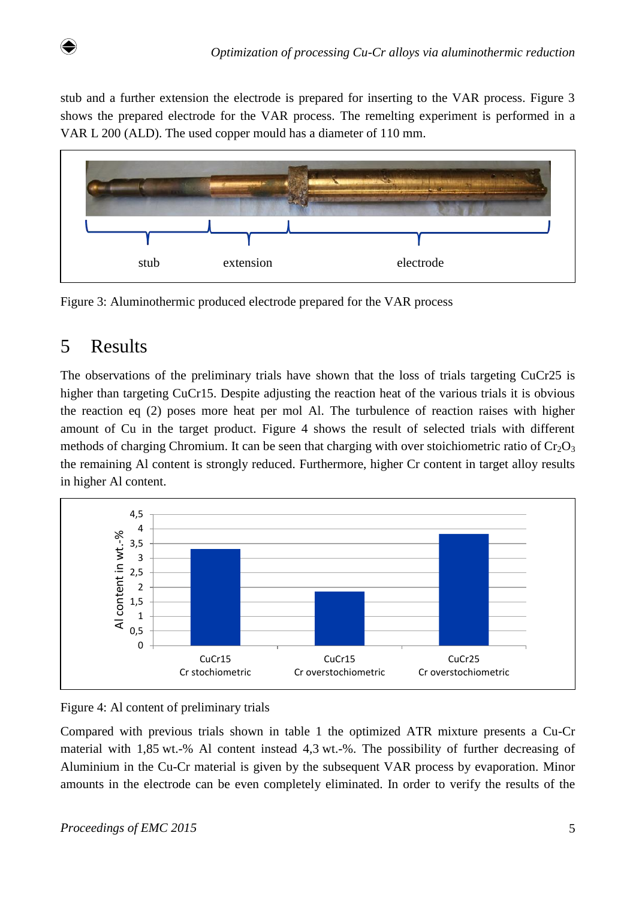stub and a further extension the electrode is prepared for inserting to the VAR process. Figure 3 shows the prepared electrode for the VAR process. The remelting experiment is performed in a VAR L 200 (ALD). The used copper mould has a diameter of 110 mm.

Figure 3: Aluminothermic produced electrode prepared for the VAR process

# 5 Results

The observations of the preliminary trials have shown that the loss of trials targeting CuCr25 is higher than targeting CuCr15. Despite adjusting the reaction heat of the various trials it is obvious the reaction eq (2) poses more heat per mol Al. The turbulence of reaction raises with higher amount of Cu in the target product. Figure 4 shows the result of selected trials with different methods of charging Chromium. It can be seen that charging with over stoichiometric ratio of $Cr_2O_3$ the remaining Al content is strongly reduced. Furthermore, higher Cr content in target alloy results in higher Al content.

Figure 4: Al content of preliminary trials

Compared with previous trials shown in table 1 the optimized ATR mixture presents a Cu-Cr material with 1,85 wt.-% Al content instead 4,3 wt.-%. The possibility of further decreasing of Aluminium in the Cu-Cr material is given by the subsequent VAR process by evaporation. Minor amounts in the electrode can be even completely eliminated. In order to verify the results of the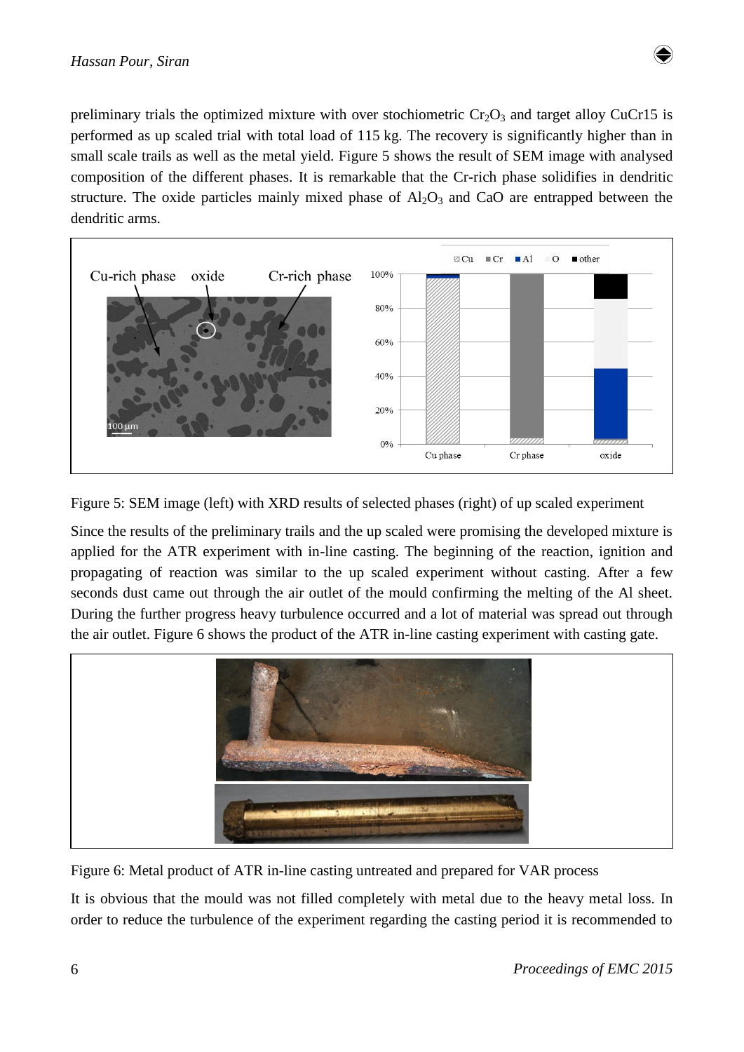preliminary trials the optimized mixture with over stochiometric $Cr_2O_3$ and target alloy CuCr15 is performed as up scaled trial with total load of 115 kg. The recovery is significantly higher than in small scale trails as well as the metal yield. Figure 5 shows the result of SEM image with analysed composition of the different phases. It is remarkable that the Cr-rich phase solidifies in dendritic structure. The oxide particles mainly mixed phase of $Al_2O_3$ and CaO are entrapped between the dendritic arms.

Figure 5: SEM image (left) with XRD results of selected phases (right) of up scaled experiment

Since the results of the preliminary trails and the up scaled were promising the developed mixture is applied for the ATR experiment with in-line casting. The beginning of the reaction, ignition and propagating of reaction was similar to the up scaled experiment without casting. After a few seconds dust came out through the air outlet of the mould confirming the melting of the Al sheet. During the further progress heavy turbulence occurred and a lot of material was spread out through the air outlet. Figure 6 shows the product of the ATR in-line casting experiment with casting gate.

Figure 6: Metal product of ATR in-line casting untreated and prepared for VAR process

It is obvious that the mould was not filled completely with metal due to the heavy metal loss. In order to reduce the turbulence of the experiment regarding the casting period it is recommended to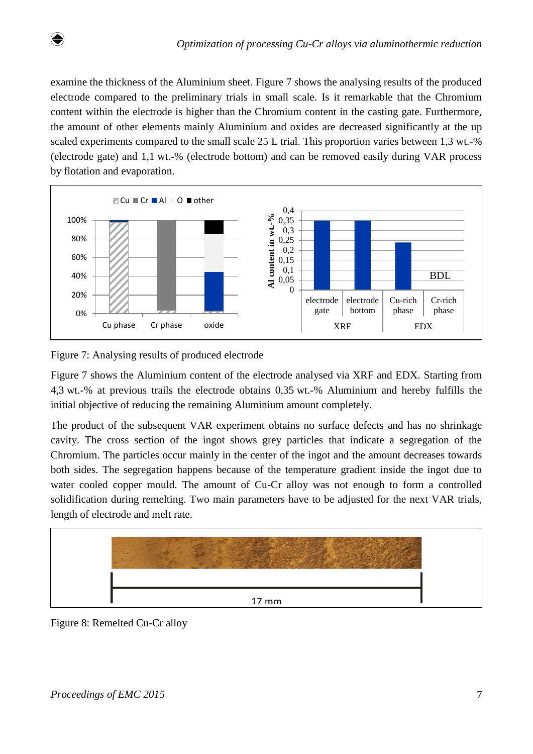examine the thickness of the Aluminium sheet. Figure 7 shows the analysing results of the produced electrode compared to the preliminary trials in small scale. Is it remarkable that the Chromium content within the electrode is higher than the Chromium content in the casting gate. Furthermore, the amount of other elements mainly Aluminium and oxides are decreased significantly at the up scaled experiments compared to the small scale 25 L trial. This proportion varies between 1,3 wt.-% (electrode gate) and 1,1 wt.-% (electrode bottom) and can be removed easily during VAR process by flotation and evaporation.

Figure 7: Analysing results of produced electrode

Figure 7 shows the Aluminium content of the electrode analysed via XRF and EDX. Starting from 4,3 wt.-% at previous trails the electrode obtains 0,35 wt.-% Aluminium and hereby fulfills the initial objective of reducing the remaining Aluminium amount completely.

The product of the subsequent VAR experiment obtains no surface defects and has no shrinkage cavity. The cross section of the ingot shows grey particles that indicate a segregation of the Chromium. The particles occur mainly in the center of the ingot and the amount decreases towards both sides. The segregation happens because of the temperature gradient inside the ingot due to water cooled copper mould. The amount of Cu-Cr alloy was not enough to form a controlled solidification during remelting. Two main parameters have to be adjusted for the next VAR trials, length of electrode and melt rate.

Figure 8: Remelted Cu-Cr alloy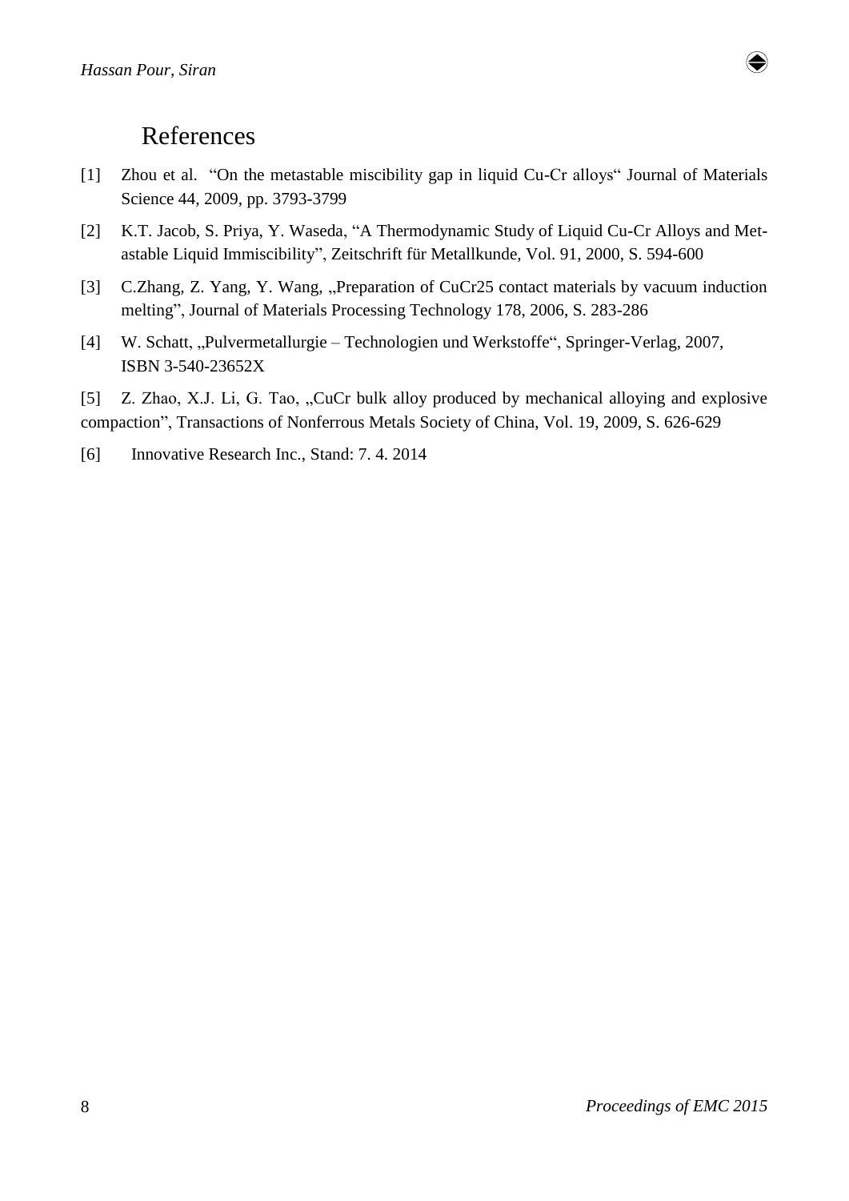# References

[1] Zhou et al. "On the metastable miscibility gap in liquid Cu-Cr alloys" Journal of Materials Science 44, 2009, pp. 3793-3799

[2] K.T. Jacob, S. Priya, Y. Waseda, "A Thermodynamic Study of Liquid Cu-Cr Alloys and Metastable Liquid Immiscibility", Zeitschrift für Metallkunde, Vol. 91, 2000, S. 594-600

[3] C.Zhang, Z. Yang, Y. Wang, „Preparation of CuCr25 contact materials by vacuum induction melting", Journal of Materials Processing Technology 178, 2006, S. 283-286

[4] W. Schatt, „Pulvermetallurgie – Technologien und Werkstoffe", Springer-Verlag, 2007, ISBN 3-540-23652X

[5] Z. Zhao, X.J. Li, G. Tao, „CuCr bulk alloy produced by mechanical alloying and explosive compaction", Transactions of Nonferrous Metals Society of China, Vol. 19, 2009, S. 626-629

[6] Innovative Research Inc., Stand: 7. 4. 2014